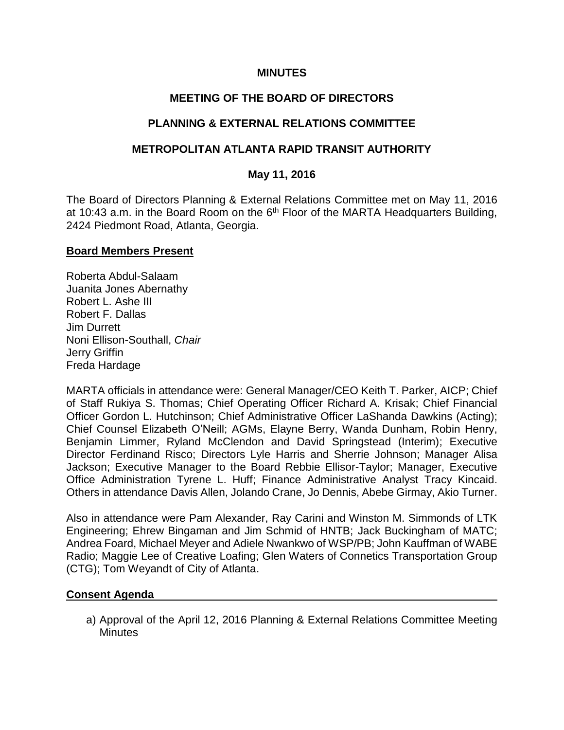**MINUTES**

**MEETING OF THE BOARD OF DIRECTORS**

**PLANNING & EXTERNAL RELATIONS COMMITTEE**

**METROPOLITAN ATLANTA RAPID TRANSIT AUTHORITY**

**May 11, 2016**

The Board of Directors Planning & External Relations Committee met on May 11, 2016 at 10:43 a.m. in the Board Room on the 6th Floor of the MARTA Headquarters Building, 2424 Piedmont Road, Atlanta, Georgia.

**Board Members Present**

Roberta Abdul-Salaam
Juanita Jones Abernathy
Robert L. Ashe III
Robert F. Dallas
Jim Durrett
Noni Ellison-Southall, *Chair*
Jerry Griffin
Freda Hardage

MARTA officials in attendance were: General Manager/CEO Keith T. Parker, AICP; Chief of Staff Rukiya S. Thomas; Chief Operating Officer Richard A. Krisak; Chief Financial Officer Gordon L. Hutchinson; Chief Administrative Officer LaShanda Dawkins (Acting); Chief Counsel Elizabeth O'Neill; AGMs, Elayne Berry, Wanda Dunham, Robin Henry, Benjamin Limmer, Ryland McClendon and David Springstead (Interim); Executive Director Ferdinand Risco; Directors Lyle Harris and Sherrie Johnson; Manager Alisa Jackson; Executive Manager to the Board Rebbie Ellisor-Taylor; Manager, Executive Office Administration Tyrene L. Huff; Finance Administrative Analyst Tracy Kincaid. Others in attendance Davis Allen, Jolando Crane, Jo Dennis, Abebe Girmay, Akio Turner.

Also in attendance were Pam Alexander, Ray Carini and Winston M. Simmonds of LTK Engineering; Ehrew Bingaman and Jim Schmid of HNTB; Jack Buckingham of MATC; Andrea Foard, Michael Meyer and Adiele Nwankwo of WSP/PB; John Kauffman of WABE Radio; Maggie Lee of Creative Loafing; Glen Waters of Connetics Transportation Group (CTG); Tom Weyandt of City of Atlanta.

**Consent Agenda**

a) Approval of the April 12, 2016 Planning & External Relations Committee Meeting Minutes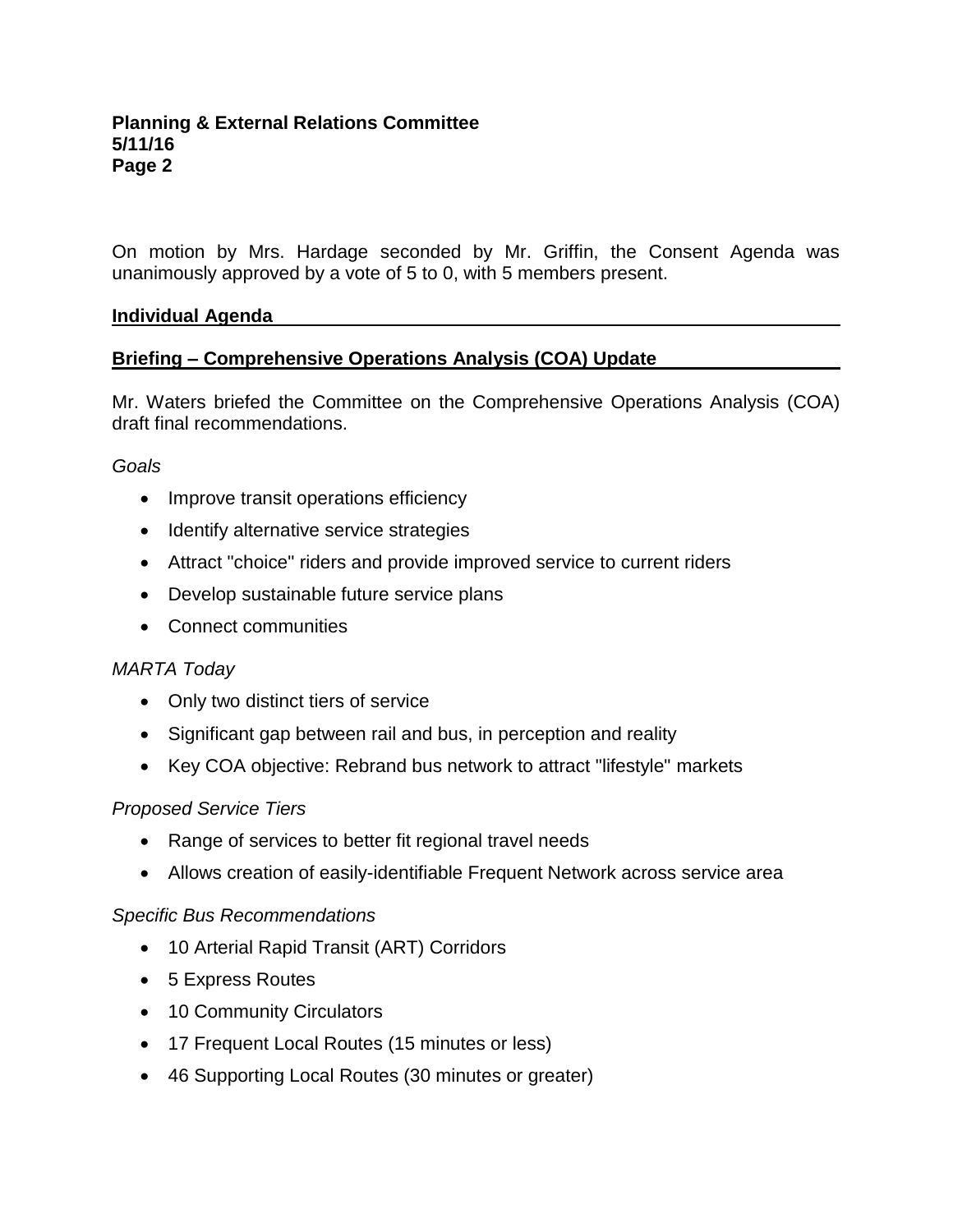On motion by Mrs. Hardage seconded by Mr. Griffin, the Consent Agenda was unanimously approved by a vote of 5 to 0, with 5 members present.

## Individual Agenda

### Briefing – Comprehensive Operations Analysis (COA) Update

Mr. Waters briefed the Committee on the Comprehensive Operations Analysis (COA) draft final recommendations.

*Goals*

- Improve transit operations efficiency
- Identify alternative service strategies
- Attract "choice" riders and provide improved service to current riders
- Develop sustainable future service plans
- Connect communities

*MARTA Today*

- Only two distinct tiers of service
- Significant gap between rail and bus, in perception and reality
- Key COA objective: Rebrand bus network to attract "lifestyle" markets

*Proposed Service Tiers*

- Range of services to better fit regional travel needs
- Allows creation of easily-identifiable Frequent Network across service area

*Specific Bus Recommendations*

- 10 Arterial Rapid Transit (ART) Corridors
- 5 Express Routes
- 10 Community Circulators
- 17 Frequent Local Routes (15 minutes or less)
- 46 Supporting Local Routes (30 minutes or greater)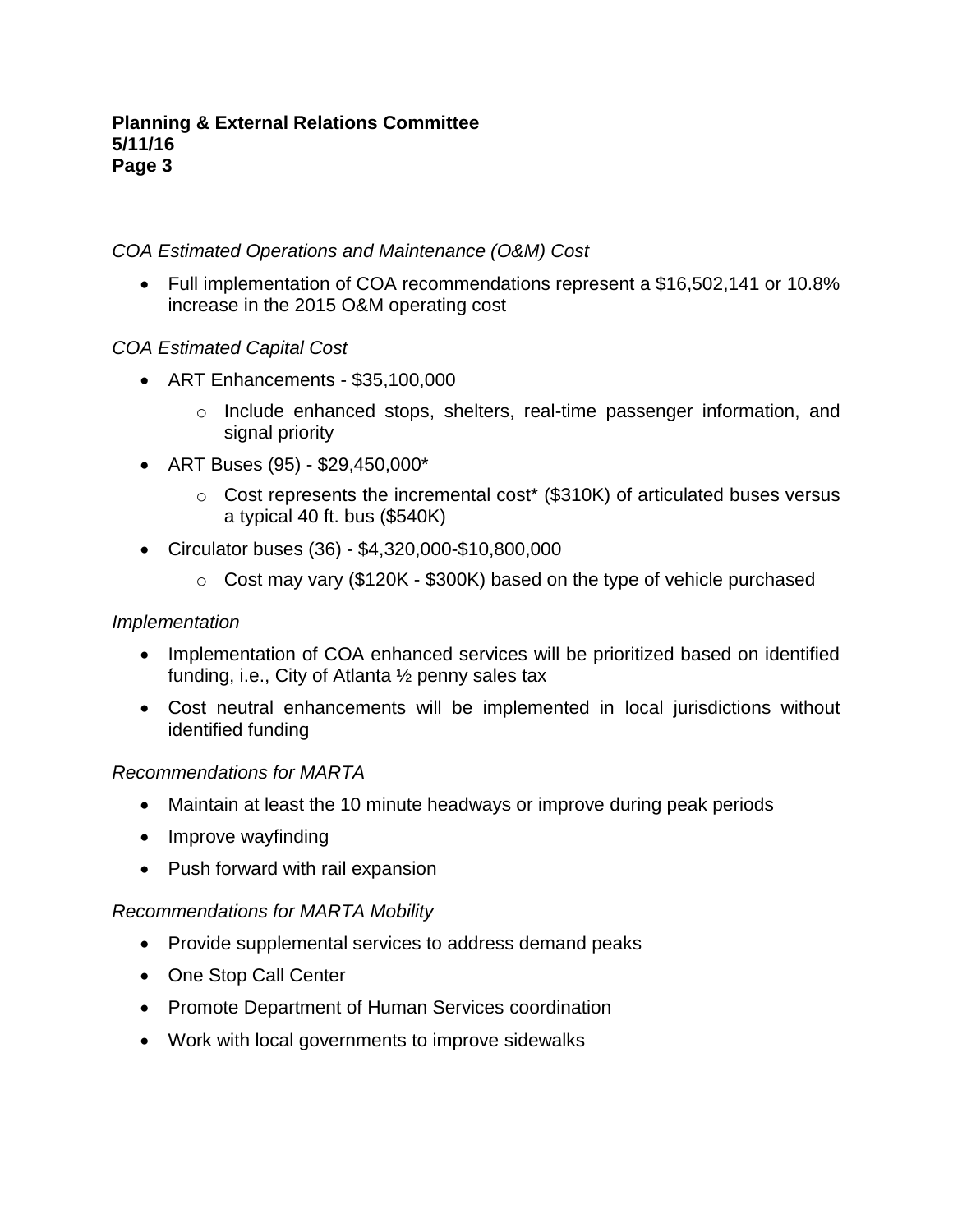*COA Estimated Operations and Maintenance (O&M) Cost*

- Full implementation of COA recommendations represent a $16,502,141 or 10.8% increase in the 2015 O&M operating cost

*COA Estimated Capital Cost*

- ART Enhancements - $35,100,000
  - Include enhanced stops, shelters, real-time passenger information, and signal priority
- ART Buses (95) - $29,450,000*
  - Cost represents the incremental cost* ($310K) of articulated buses versus a typical 40 ft. bus ($540K)
- Circulator buses (36) - $4,320,000-$10,800,000
  - Cost may vary ($120K - $300K) based on the type of vehicle purchased

*Implementation*

- Implementation of COA enhanced services will be prioritized based on identified funding, i.e., City of Atlanta ½ penny sales tax
- Cost neutral enhancements will be implemented in local jurisdictions without identified funding

*Recommendations for MARTA*

- Maintain at least the 10 minute headways or improve during peak periods
- Improve wayfinding
- Push forward with rail expansion

*Recommendations for MARTA Mobility*

- Provide supplemental services to address demand peaks
- One Stop Call Center
- Promote Department of Human Services coordination
- Work with local governments to improve sidewalks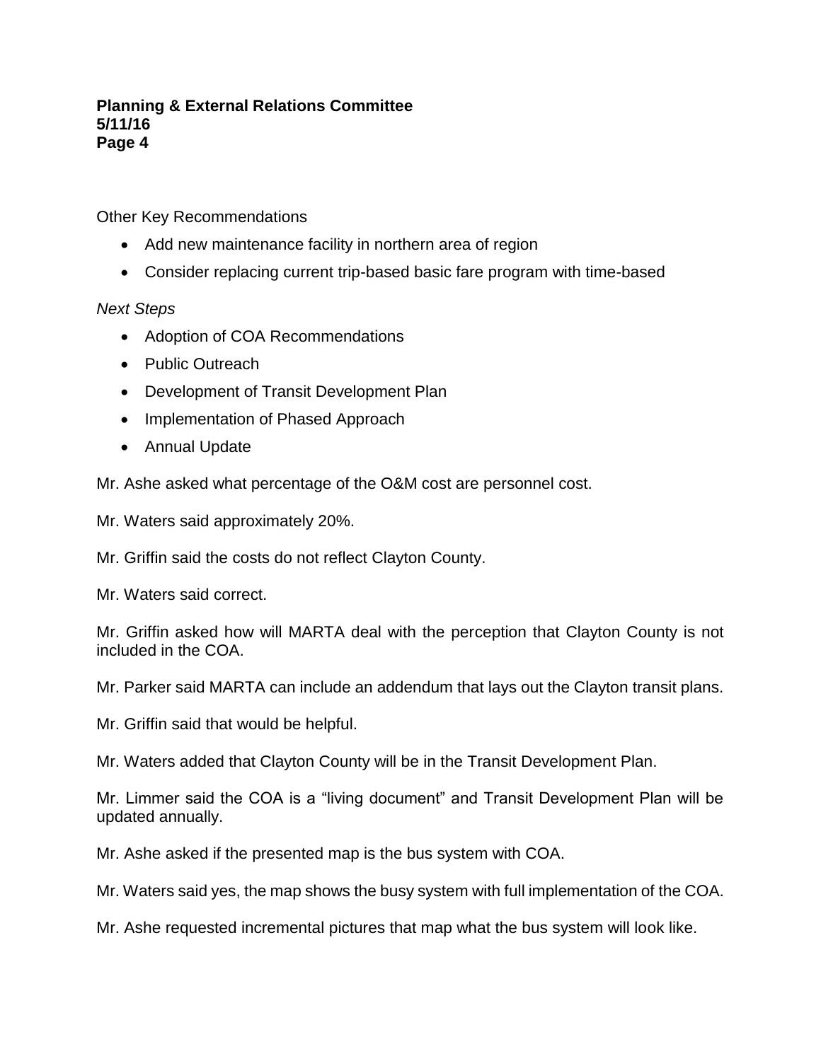Other Key Recommendations

- Add new maintenance facility in northern area of region
- Consider replacing current trip-based basic fare program with time-based

*Next Steps*

- Adoption of COA Recommendations
- Public Outreach
- Development of Transit Development Plan
- Implementation of Phased Approach
- Annual Update

Mr. Ashe asked what percentage of the O&M cost are personnel cost.

Mr. Waters said approximately 20%.

Mr. Griffin said the costs do not reflect Clayton County.

Mr. Waters said correct.

Mr. Griffin asked how will MARTA deal with the perception that Clayton County is not included in the COA.

Mr. Parker said MARTA can include an addendum that lays out the Clayton transit plans.

Mr. Griffin said that would be helpful.

Mr. Waters added that Clayton County will be in the Transit Development Plan.

Mr. Limmer said the COA is a "living document" and Transit Development Plan will be updated annually.

Mr. Ashe asked if the presented map is the bus system with COA.

Mr. Waters said yes, the map shows the busy system with full implementation of the COA.

Mr. Ashe requested incremental pictures that map what the bus system will look like.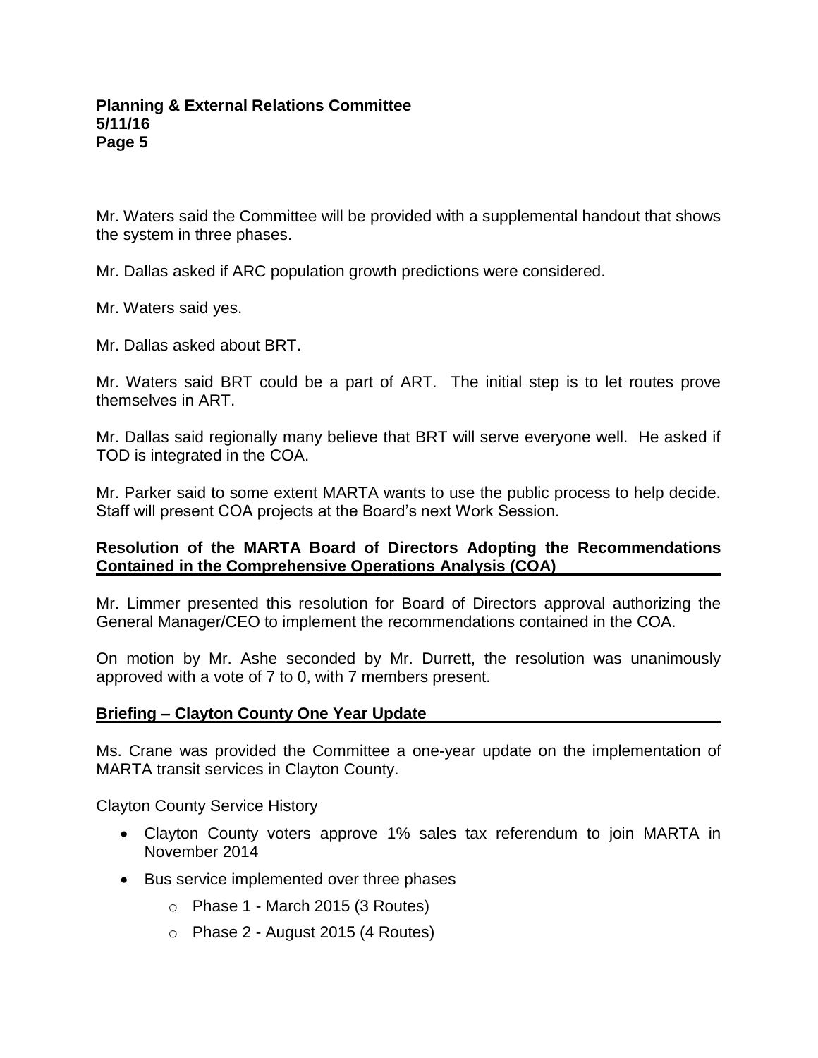Mr. Waters said the Committee will be provided with a supplemental handout that shows the system in three phases.

Mr. Dallas asked if ARC population growth predictions were considered.

Mr. Waters said yes.

Mr. Dallas asked about BRT.

Mr. Waters said BRT could be a part of ART. The initial step is to let routes prove themselves in ART.

Mr. Dallas said regionally many believe that BRT will serve everyone well. He asked if TOD is integrated in the COA.

Mr. Parker said to some extent MARTA wants to use the public process to help decide. Staff will present COA projects at the Board's next Work Session.

**Resolution of the MARTA Board of Directors Adopting the Recommendations Contained in the Comprehensive Operations Analysis (COA)**

Mr. Limmer presented this resolution for Board of Directors approval authorizing the General Manager/CEO to implement the recommendations contained in the COA.

On motion by Mr. Ashe seconded by Mr. Durrett, the resolution was unanimously approved with a vote of 7 to 0, with 7 members present.

**Briefing – Clayton County One Year Update**

Ms. Crane was provided the Committee a one-year update on the implementation of MARTA transit services in Clayton County.

Clayton County Service History

- Clayton County voters approve 1% sales tax referendum to join MARTA in November 2014
- Bus service implemented over three phases
  - Phase 1 - March 2015 (3 Routes)
  - Phase 2 - August 2015 (4 Routes)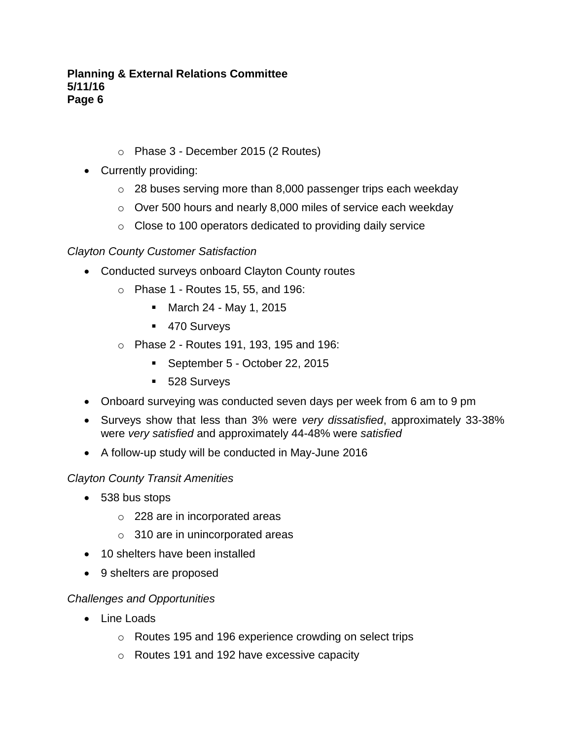- Phase 3 - December 2015 (2 Routes)
- Currently providing:
  - 28 buses serving more than 8,000 passenger trips each weekday
  - Over 500 hours and nearly 8,000 miles of service each weekday
  - Close to 100 operators dedicated to providing daily service

*Clayton County Customer Satisfaction*

- Conducted surveys onboard Clayton County routes
  - Phase 1 - Routes 15, 55, and 196:
    - March 24 - May 1, 2015
    - 470 Surveys
  - Phase 2 - Routes 191, 193, 195 and 196:
    - September 5 - October 22, 2015
    - 528 Surveys
- Onboard surveying was conducted seven days per week from 6 am to 9 pm
- Surveys show that less than 3% were *very dissatisfied*, approximately 33-38% were *very satisfied* and approximately 44-48% were *satisfied*
- A follow-up study will be conducted in May-June 2016

*Clayton County Transit Amenities*

- 538 bus stops
  - 228 are in incorporated areas
  - 310 are in unincorporated areas
- 10 shelters have been installed
- 9 shelters are proposed

*Challenges and Opportunities*

- Line Loads
  - Routes 195 and 196 experience crowding on select trips
  - Routes 191 and 192 have excessive capacity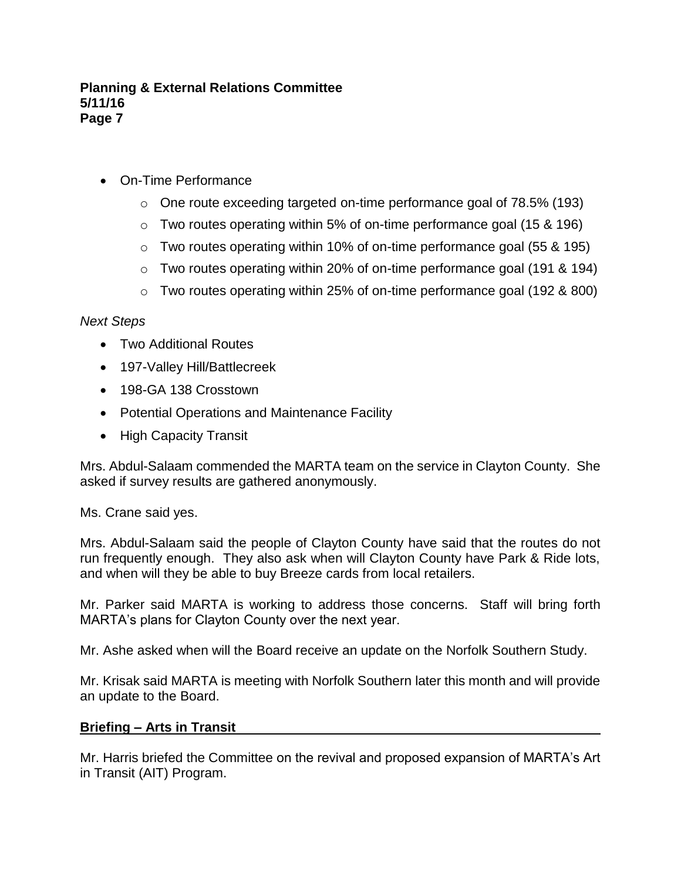- On-Time Performance
  - One route exceeding targeted on-time performance goal of 78.5% (193)
  - Two routes operating within 5% of on-time performance goal (15 & 196)
  - Two routes operating within 10% of on-time performance goal (55 & 195)
  - Two routes operating within 20% of on-time performance goal (191 & 194)
  - Two routes operating within 25% of on-time performance goal (192 & 800)

*Next Steps*

- Two Additional Routes
- 197-Valley Hill/Battlecreek
- 198-GA 138 Crosstown
- Potential Operations and Maintenance Facility
- High Capacity Transit

Mrs. Abdul-Salaam commended the MARTA team on the service in Clayton County. She asked if survey results are gathered anonymously.

Ms. Crane said yes.

Mrs. Abdul-Salaam said the people of Clayton County have said that the routes do not run frequently enough. They also ask when will Clayton County have Park & Ride lots, and when will they be able to buy Breeze cards from local retailers.

Mr. Parker said MARTA is working to address those concerns. Staff will bring forth MARTA's plans for Clayton County over the next year.

Mr. Ashe asked when will the Board receive an update on the Norfolk Southern Study.

Mr. Krisak said MARTA is meeting with Norfolk Southern later this month and will provide an update to the Board.

## Briefing – Arts in Transit

Mr. Harris briefed the Committee on the revival and proposed expansion of MARTA's Art in Transit (AIT) Program.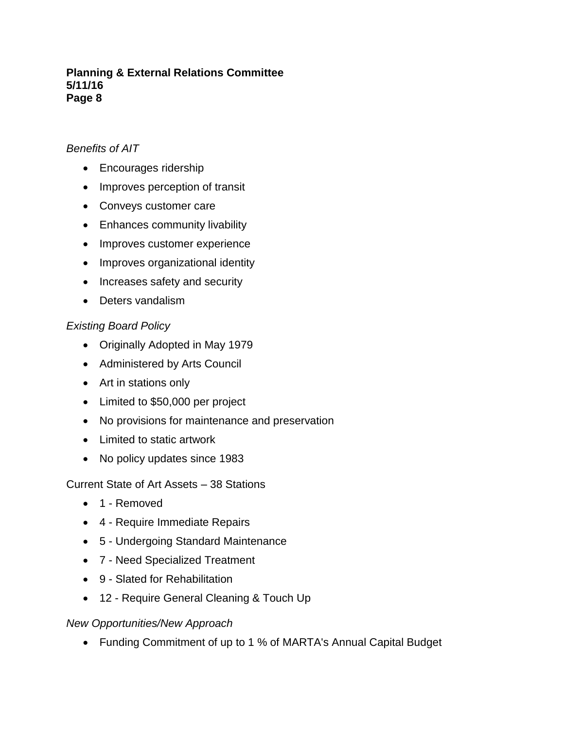*Benefits of AIT*

- Encourages ridership
- Improves perception of transit
- Conveys customer care
- Enhances community livability
- Improves customer experience
- Improves organizational identity
- Increases safety and security
- Deters vandalism

*Existing Board Policy*

- Originally Adopted in May 1979
- Administered by Arts Council
- Art in stations only
- Limited to $50,000 per project
- No provisions for maintenance and preservation
- Limited to static artwork
- No policy updates since 1983

Current State of Art Assets – 38 Stations

- 1 - Removed
- 4 - Require Immediate Repairs
- 5 - Undergoing Standard Maintenance
- 7 - Need Specialized Treatment
- 9 - Slated for Rehabilitation
- 12 - Require General Cleaning & Touch Up

*New Opportunities/New Approach*

- Funding Commitment of up to 1 % of MARTA's Annual Capital Budget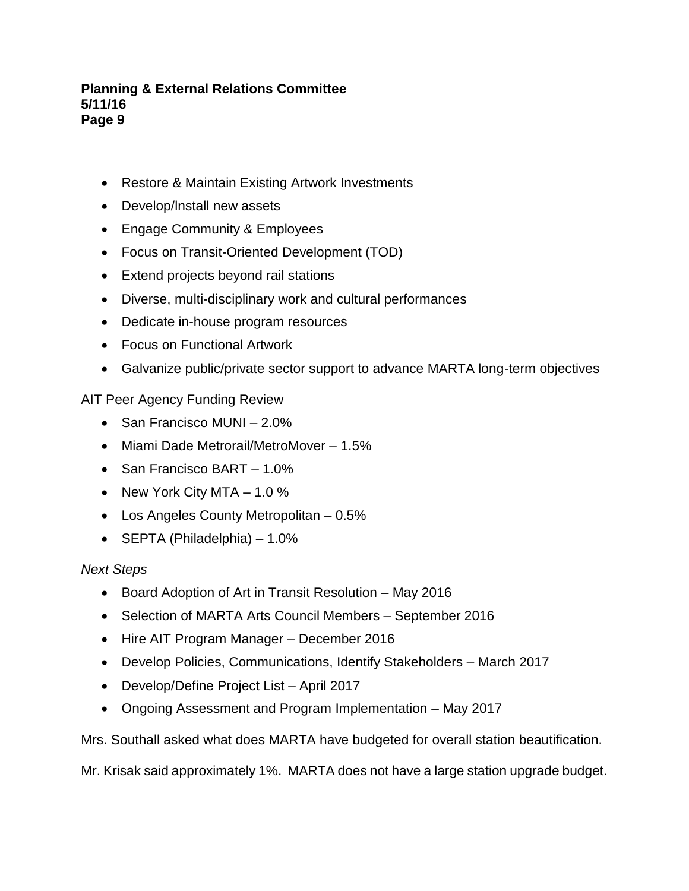- Restore & Maintain Existing Artwork Investments
- Develop/lnstall new assets
- Engage Community & Employees
- Focus on Transit-Oriented Development (TOD)
- Extend projects beyond rail stations
- Diverse, multi-disciplinary work and cultural performances
- Dedicate in-house program resources
- Focus on Functional Artwork
- Galvanize public/private sector support to advance MARTA long-term objectives

AIT Peer Agency Funding Review

- San Francisco MUNI – 2.0%
- Miami Dade Metrorail/MetroMover – 1.5%
- San Francisco BART – 1.0%
- New York City MTA – 1.0 %
- Los Angeles County Metropolitan – 0.5%
- SEPTA (Philadelphia) – 1.0%

*Next Steps*

- Board Adoption of Art in Transit Resolution – May 2016
- Selection of MARTA Arts Council Members – September 2016
- Hire AIT Program Manager – December 2016
- Develop Policies, Communications, Identify Stakeholders – March 2017
- Develop/Define Project List – April 2017
- Ongoing Assessment and Program Implementation – May 2017

Mrs. Southall asked what does MARTA have budgeted for overall station beautification.

Mr. Krisak said approximately 1%. MARTA does not have a large station upgrade budget.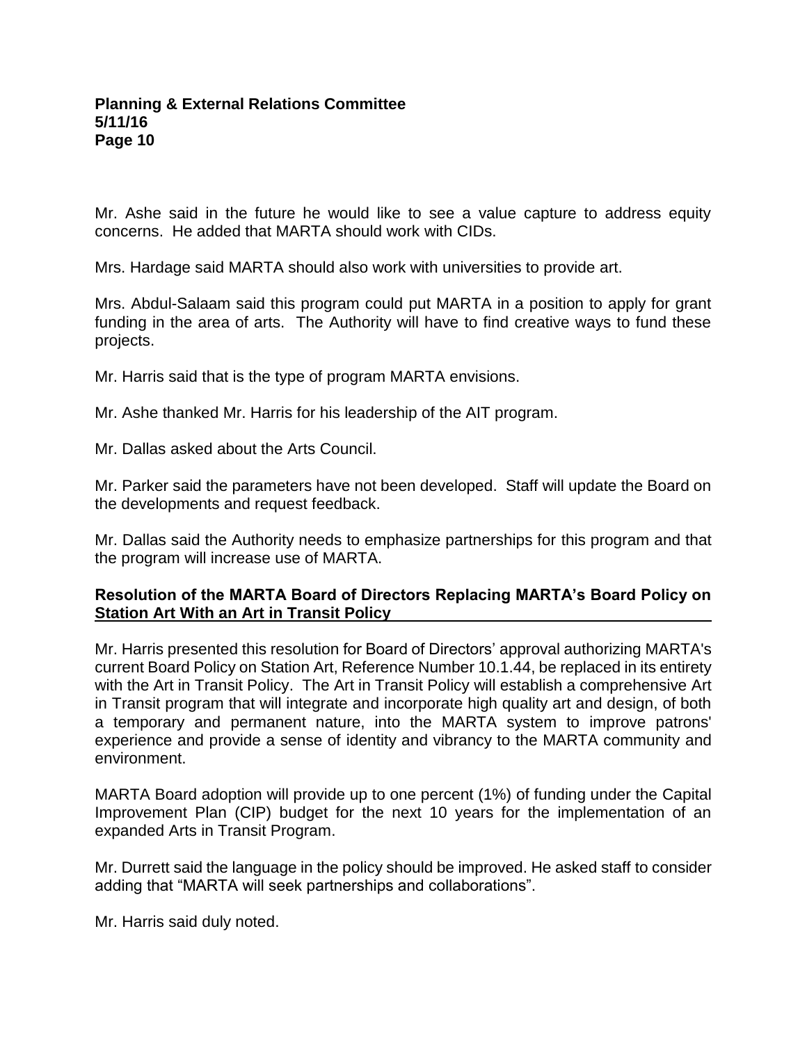Mr. Ashe said in the future he would like to see a value capture to address equity concerns. He added that MARTA should work with CIDs.

Mrs. Hardage said MARTA should also work with universities to provide art.

Mrs. Abdul-Salaam said this program could put MARTA in a position to apply for grant funding in the area of arts. The Authority will have to find creative ways to fund these projects.

Mr. Harris said that is the type of program MARTA envisions.

Mr. Ashe thanked Mr. Harris for his leadership of the AIT program.

Mr. Dallas asked about the Arts Council.

Mr. Parker said the parameters have not been developed. Staff will update the Board on the developments and request feedback.

Mr. Dallas said the Authority needs to emphasize partnerships for this program and that the program will increase use of MARTA.

**Resolution of the MARTA Board of Directors Replacing MARTA's Board Policy on Station Art With an Art in Transit Policy**

Mr. Harris presented this resolution for Board of Directors' approval authorizing MARTA's current Board Policy on Station Art, Reference Number 10.1.44, be replaced in its entirety with the Art in Transit Policy. The Art in Transit Policy will establish a comprehensive Art in Transit program that will integrate and incorporate high quality art and design, of both a temporary and permanent nature, into the MARTA system to improve patrons' experience and provide a sense of identity and vibrancy to the MARTA community and environment.

MARTA Board adoption will provide up to one percent (1%) of funding under the Capital Improvement Plan (CIP) budget for the next 10 years for the implementation of an expanded Arts in Transit Program.

Mr. Durrett said the language in the policy should be improved. He asked staff to consider adding that "MARTA will seek partnerships and collaborations".

Mr. Harris said duly noted.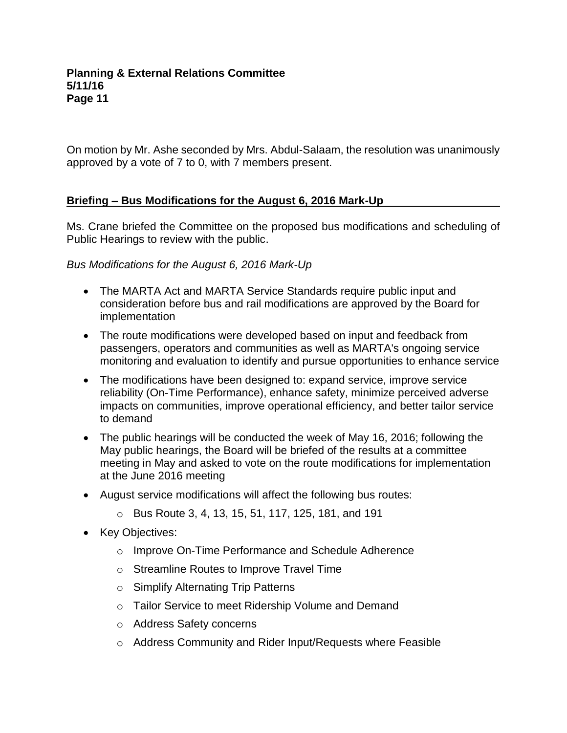On motion by Mr. Ashe seconded by Mrs. Abdul-Salaam, the resolution was unanimously approved by a vote of 7 to 0, with 7 members present.

## Briefing – Bus Modifications for the August 6, 2016 Mark-Up

Ms. Crane briefed the Committee on the proposed bus modifications and scheduling of Public Hearings to review with the public.

*Bus Modifications for the August 6, 2016 Mark-Up*

- The MARTA Act and MARTA Service Standards require public input and consideration before bus and rail modifications are approved by the Board for implementation
- The route modifications were developed based on input and feedback from passengers, operators and communities as well as MARTA's ongoing service monitoring and evaluation to identify and pursue opportunities to enhance service
- The modifications have been designed to: expand service, improve service reliability (On-Time Performance), enhance safety, minimize perceived adverse impacts on communities, improve operational efficiency, and better tailor service to demand
- The public hearings will be conducted the week of May 16, 2016; following the May public hearings, the Board will be briefed of the results at a committee meeting in May and asked to vote on the route modifications for implementation at the June 2016 meeting
- August service modifications will affect the following bus routes:
  - Bus Route 3, 4, 13, 15, 51, 117, 125, 181, and 191
- Key Objectives:
  - Improve On-Time Performance and Schedule Adherence
  - Streamline Routes to Improve Travel Time
  - Simplify Alternating Trip Patterns
  - Tailor Service to meet Ridership Volume and Demand
  - Address Safety concerns
  - Address Community and Rider Input/Requests where Feasible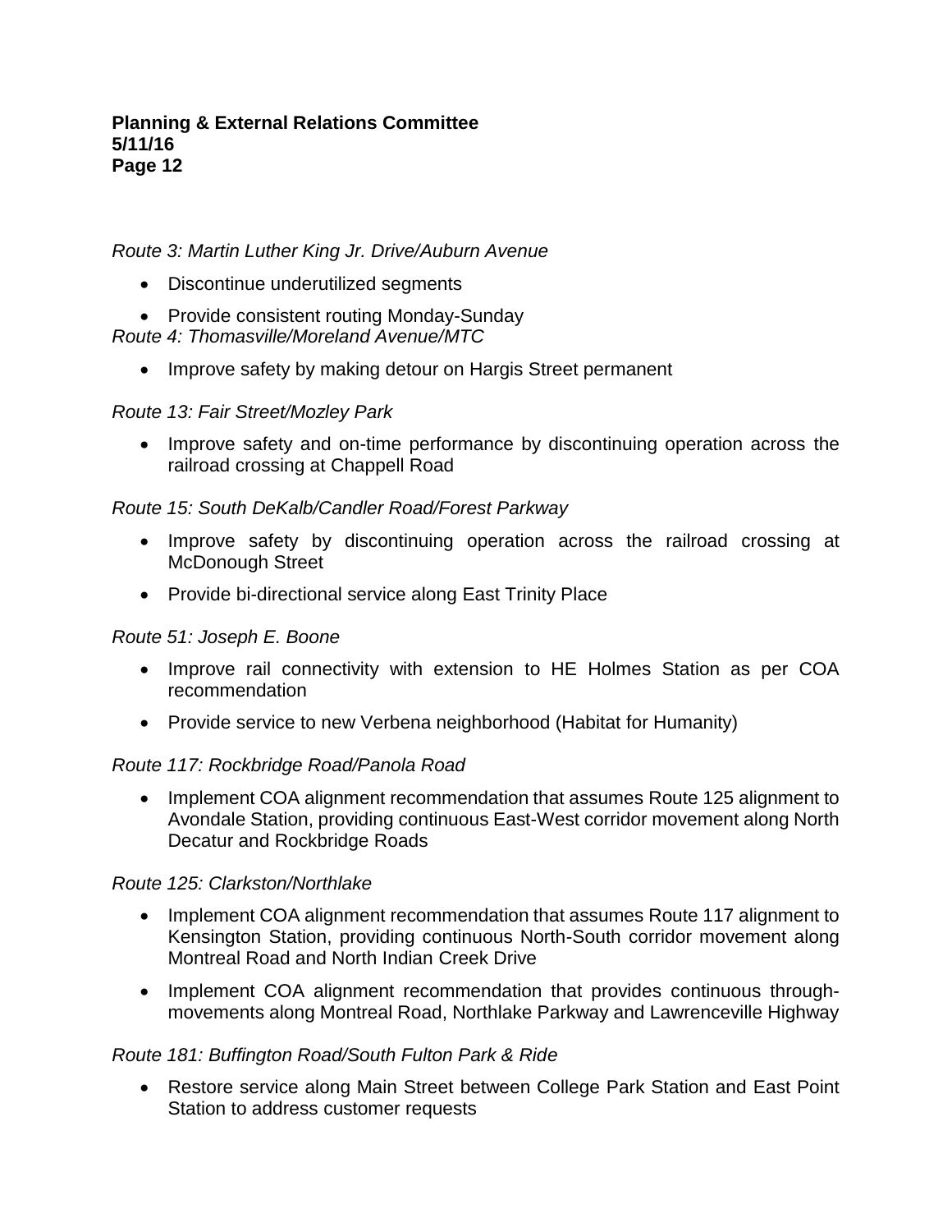*Route 3: Martin Luther King Jr. Drive/Auburn Avenue*

- Discontinue underutilized segments
- Provide consistent routing Monday-Sunday

*Route 4: Thomasville/Moreland Avenue/MTC*

- Improve safety by making detour on Hargis Street permanent

*Route 13: Fair Street/Mozley Park*

- Improve safety and on-time performance by discontinuing operation across the railroad crossing at Chappell Road

*Route 15: South DeKalb/Candler Road/Forest Parkway*

- Improve safety by discontinuing operation across the railroad crossing at McDonough Street
- Provide bi-directional service along East Trinity Place

*Route 51: Joseph E. Boone*

- Improve rail connectivity with extension to HE Holmes Station as per COA recommendation
- Provide service to new Verbena neighborhood (Habitat for Humanity)

*Route 117: Rockbridge Road/Panola Road*

- Implement COA alignment recommendation that assumes Route 125 alignment to Avondale Station, providing continuous East-West corridor movement along North Decatur and Rockbridge Roads

*Route 125: Clarkston/Northlake*

- Implement COA alignment recommendation that assumes Route 117 alignment to Kensington Station, providing continuous North-South corridor movement along Montreal Road and North Indian Creek Drive
- Implement COA alignment recommendation that provides continuous through-movements along Montreal Road, Northlake Parkway and Lawrenceville Highway

*Route 181: Buffington Road/South Fulton Park & Ride*

- Restore service along Main Street between College Park Station and East Point Station to address customer requests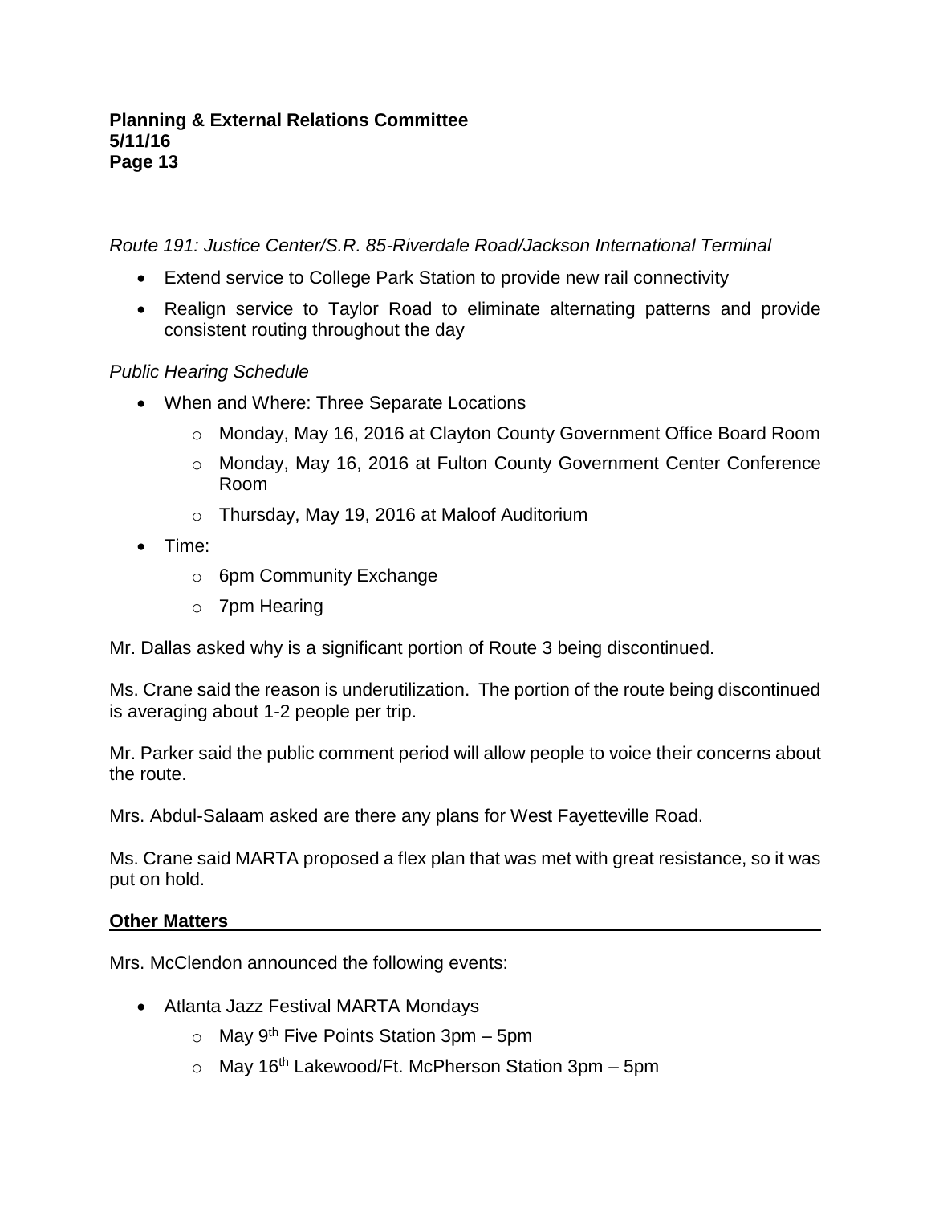*Route 191: Justice Center/S.R. 85-Riverdale Road/Jackson International Terminal*

- Extend service to College Park Station to provide new rail connectivity
- Realign service to Taylor Road to eliminate alternating patterns and provide consistent routing throughout the day

*Public Hearing Schedule*

- When and Where: Three Separate Locations
  - Monday, May 16, 2016 at Clayton County Government Office Board Room
  - Monday, May 16, 2016 at Fulton County Government Center Conference Room
  - Thursday, May 19, 2016 at Maloof Auditorium
- Time:
  - 6pm Community Exchange
  - 7pm Hearing

Mr. Dallas asked why is a significant portion of Route 3 being discontinued.

Ms. Crane said the reason is underutilization. The portion of the route being discontinued is averaging about 1-2 people per trip.

Mr. Parker said the public comment period will allow people to voice their concerns about the route.

Mrs. Abdul-Salaam asked are there any plans for West Fayetteville Road.

Ms. Crane said MARTA proposed a flex plan that was met with great resistance, so it was put on hold.

## Other Matters

Mrs. McClendon announced the following events:

- Atlanta Jazz Festival MARTA Mondays
  - May 9th Five Points Station 3pm – 5pm
  - May 16th Lakewood/Ft. McPherson Station 3pm – 5pm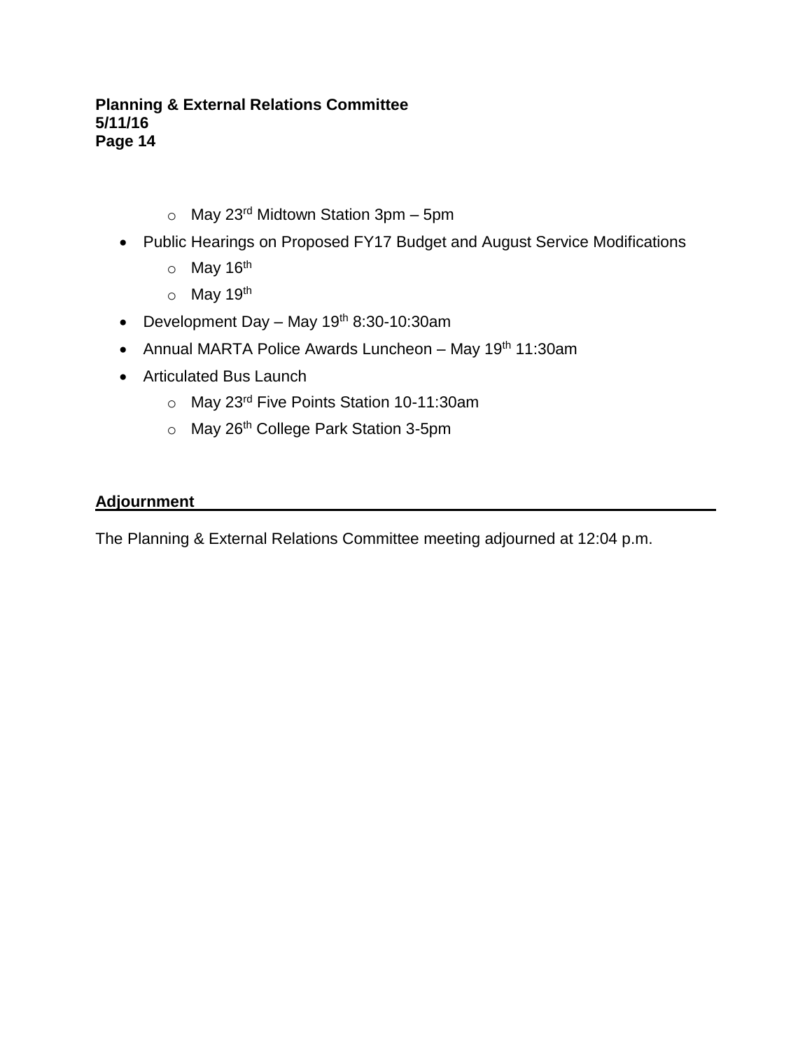- May 23rd Midtown Station 3pm – 5pm

- Public Hearings on Proposed FY17 Budget and August Service Modifications
  - May 16th
  - May 19th
- Development Day – May 19th 8:30-10:30am
- Annual MARTA Police Awards Luncheon – May 19th 11:30am
- Articulated Bus Launch
  - May 23rd Five Points Station 10-11:30am
  - May 26th College Park Station 3-5pm

**Adjournment**

The Planning & External Relations Committee meeting adjourned at 12:04 p.m.